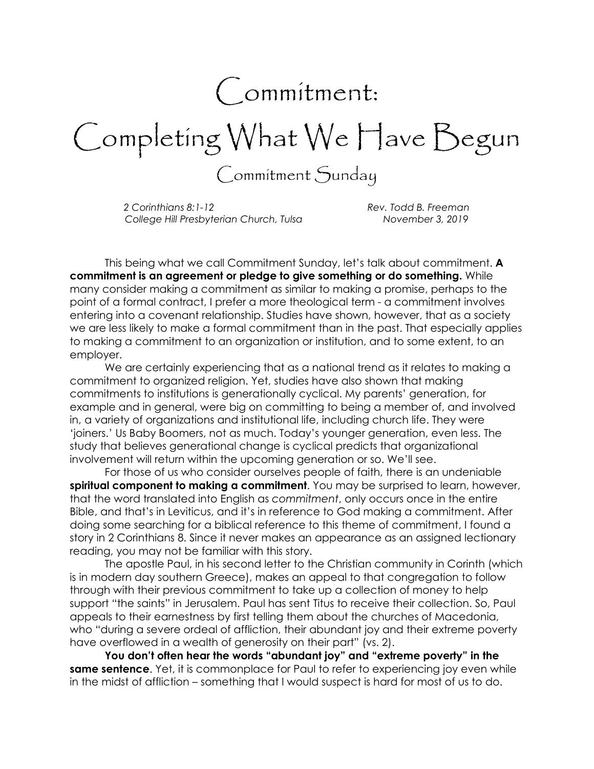# Commitment: Completing What We Have Begun

## Commitment Sunday

*2 Corinthians 8:1-12* *Rev. Todd B. Freeman*
*College Hill Presbyterian Church, Tulsa* *November 3, 2019*

This being what we call Commitment Sunday, let's talk about commitment. **A commitment is an agreement or pledge to give something or do something.** While many consider making a commitment as similar to making a promise, perhaps to the point of a formal contract, I prefer a more theological term - a commitment involves entering into a covenant relationship. Studies have shown, however, that as a society we are less likely to make a formal commitment than in the past. That especially applies to making a commitment to an organization or institution, and to some extent, to an employer.

We are certainly experiencing that as a national trend as it relates to making a commitment to organized religion. Yet, studies have also shown that making commitments to institutions is generationally cyclical. My parents' generation, for example and in general, were big on committing to being a member of, and involved in, a variety of organizations and institutional life, including church life. They were 'joiners.' Us Baby Boomers, not as much. Today's younger generation, even less. The study that believes generational change is cyclical predicts that organizational involvement will return within the upcoming generation or so. We'll see.

For those of us who consider ourselves people of faith, there is an undeniable **spiritual component to making a commitment**. You may be surprised to learn, however, that the word translated into English as *commitment*, only occurs once in the entire Bible, and that's in Leviticus, and it's in reference to God making a commitment. After doing some searching for a biblical reference to this theme of commitment, I found a story in 2 Corinthians 8. Since it never makes an appearance as an assigned lectionary reading, you may not be familiar with this story.

The apostle Paul, in his second letter to the Christian community in Corinth (which is in modern day southern Greece), makes an appeal to that congregation to follow through with their previous commitment to take up a collection of money to help support "the saints" in Jerusalem. Paul has sent Titus to receive their collection. So, Paul appeals to their earnestness by first telling them about the churches of Macedonia, who "during a severe ordeal of affliction, their abundant joy and their extreme poverty have overflowed in a wealth of generosity on their part" (vs. 2).

**You don't often hear the words "abundant joy" and "extreme poverty" in the same sentence**. Yet, it is commonplace for Paul to refer to experiencing joy even while in the midst of affliction – something that I would suspect is hard for most of us to do.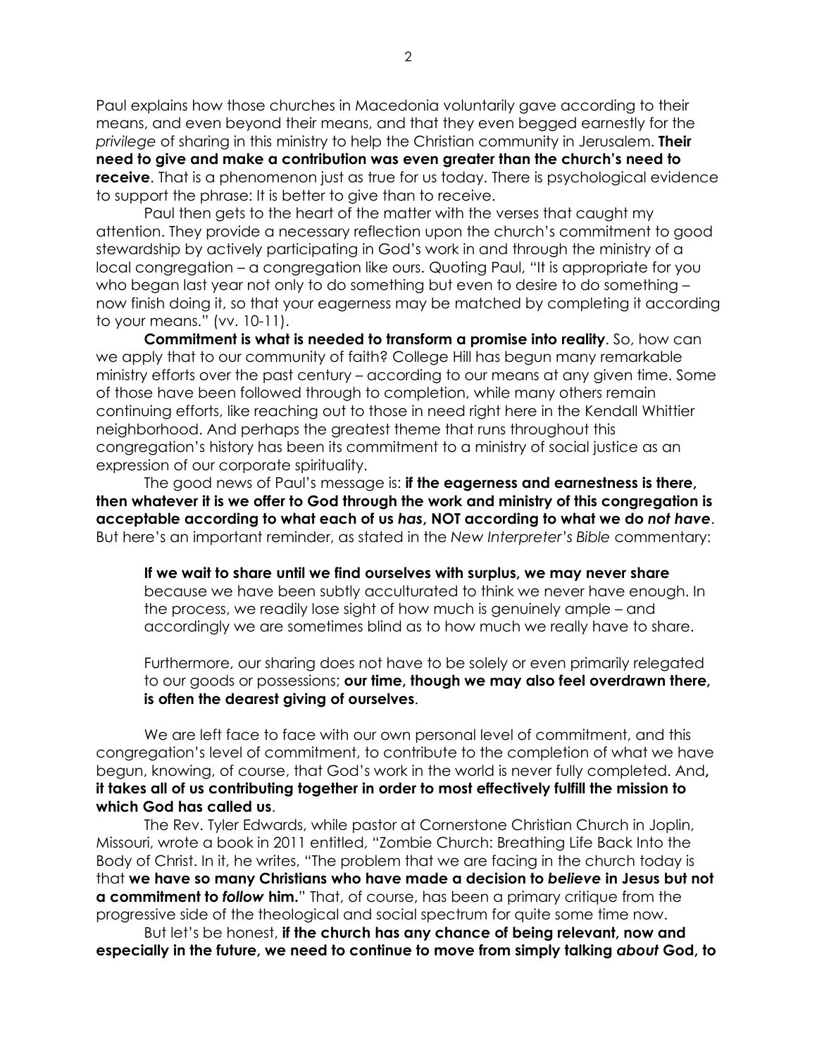Paul explains how those churches in Macedonia voluntarily gave according to their means, and even beyond their means, and that they even begged earnestly for the *privilege* of sharing in this ministry to help the Christian community in Jerusalem. **Their need to give and make a contribution was even greater than the church's need to receive**. That is a phenomenon just as true for us today. There is psychological evidence to support the phrase: It is better to give than to receive.

Paul then gets to the heart of the matter with the verses that caught my attention. They provide a necessary reflection upon the church's commitment to good stewardship by actively participating in God's work in and through the ministry of a local congregation – a congregation like ours. Quoting Paul, "It is appropriate for you who began last year not only to do something but even to desire to do something – now finish doing it, so that your eagerness may be matched by completing it according to your means." (vv. 10-11).

**Commitment is what is needed to transform a promise into reality**. So, how can we apply that to our community of faith? College Hill has begun many remarkable ministry efforts over the past century – according to our means at any given time. Some of those have been followed through to completion, while many others remain continuing efforts, like reaching out to those in need right here in the Kendall Whittier neighborhood. And perhaps the greatest theme that runs throughout this congregation's history has been its commitment to a ministry of social justice as an expression of our corporate spirituality.

The good news of Paul's message is: **if the eagerness and earnestness is there, then whatever it is we offer to God through the work and ministry of this congregation is acceptable according to what each of us *has*, NOT according to what we do *not have***. But here's an important reminder, as stated in the *New Interpreter's Bible* commentary:

> **If we wait to share until we find ourselves with surplus, we may never share** because we have been subtly acculturated to think we never have enough. In the process, we readily lose sight of how much is genuinely ample – and accordingly we are sometimes blind as to how much we really have to share.
>
> Furthermore, our sharing does not have to be solely or even primarily relegated to our goods or possessions; **our time, though we may also feel overdrawn there, is often the dearest giving of ourselves**.

We are left face to face with our own personal level of commitment, and this congregation's level of commitment, to contribute to the completion of what we have begun, knowing, of course, that God's work in the world is never fully completed. And**, it takes all of us contributing together in order to most effectively fulfill the mission to which God has called us**.

The Rev. Tyler Edwards, while pastor at Cornerstone Christian Church in Joplin, Missouri, wrote a book in 2011 entitled, "Zombie Church: Breathing Life Back Into the Body of Christ. In it, he writes, "The problem that we are facing in the church today is that **we have so many Christians who have made a decision to *believe* in Jesus but not a commitment to *follow* him.**" That, of course, has been a primary critique from the progressive side of the theological and social spectrum for quite some time now.

But let's be honest, **if the church has any chance of being relevant, now and especially in the future, we need to continue to move from simply talking *about* God, to**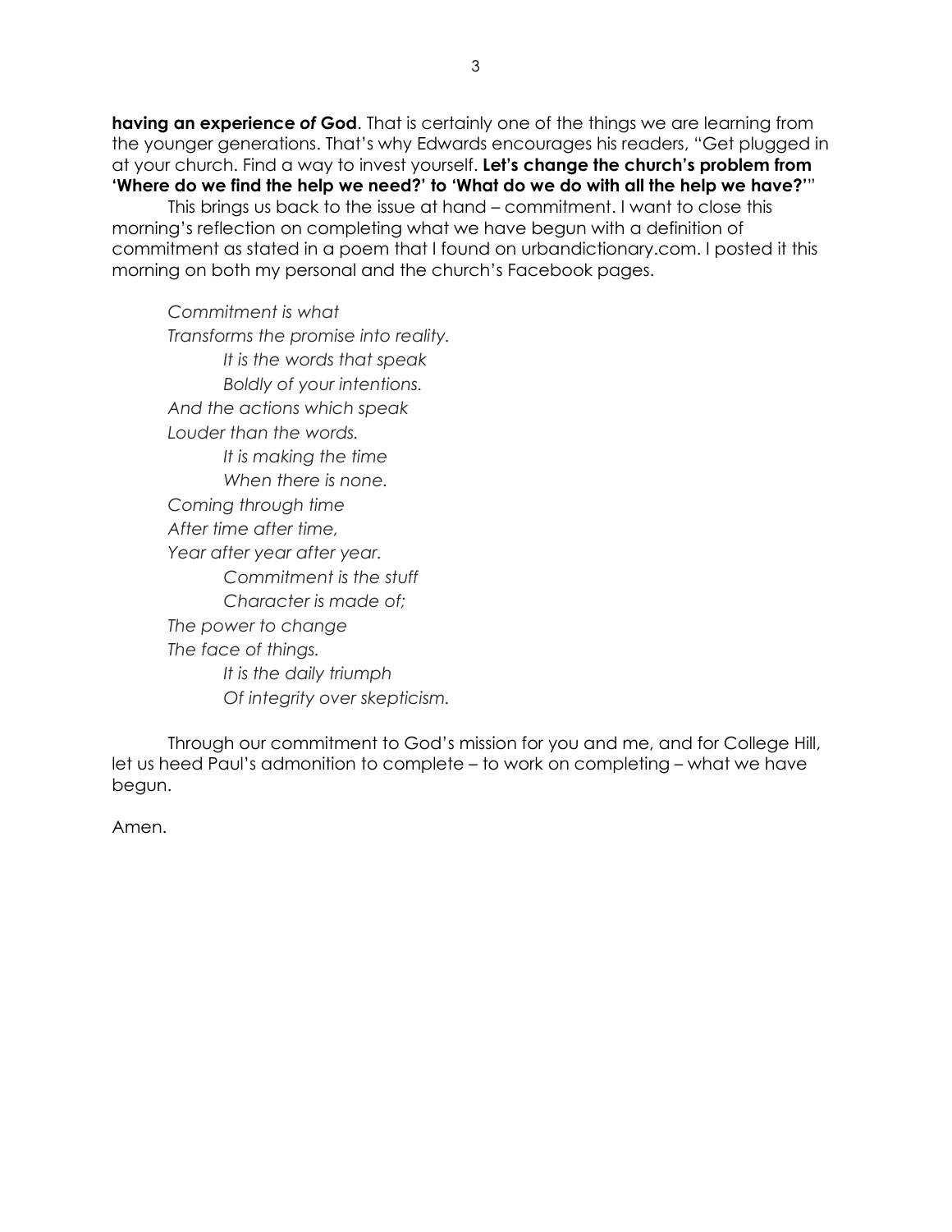**having an experience *of* God**. That is certainly one of the things we are learning from the younger generations. That's why Edwards encourages his readers, "Get plugged in at your church. Find a way to invest yourself. **Let's change the church's problem from 'Where do we find the help we need?' to 'What do we do with all the help we have?'**"

This brings us back to the issue at hand – commitment. I want to close this morning's reflection on completing what we have begun with a definition of commitment as stated in a poem that I found on urbandictionary.com. I posted it this morning on both my personal and the church's Facebook pages.

*Commitment is what*
*Transforms the promise into reality.*
*It is the words that speak*
*Boldly of your intentions.*
*And the actions which speak*
*Louder than the words.*
*It is making the time*
*When there is none.*
*Coming through time*
*After time after time,*
*Year after year after year.*
*Commitment is the stuff*
*Character is made of;*
*The power to change*
*The face of things.*
*It is the daily triumph*
*Of integrity over skepticism.*

Through our commitment to God's mission for you and me, and for College Hill, let us heed Paul's admonition to complete – to work on completing – what we have begun.

Amen.